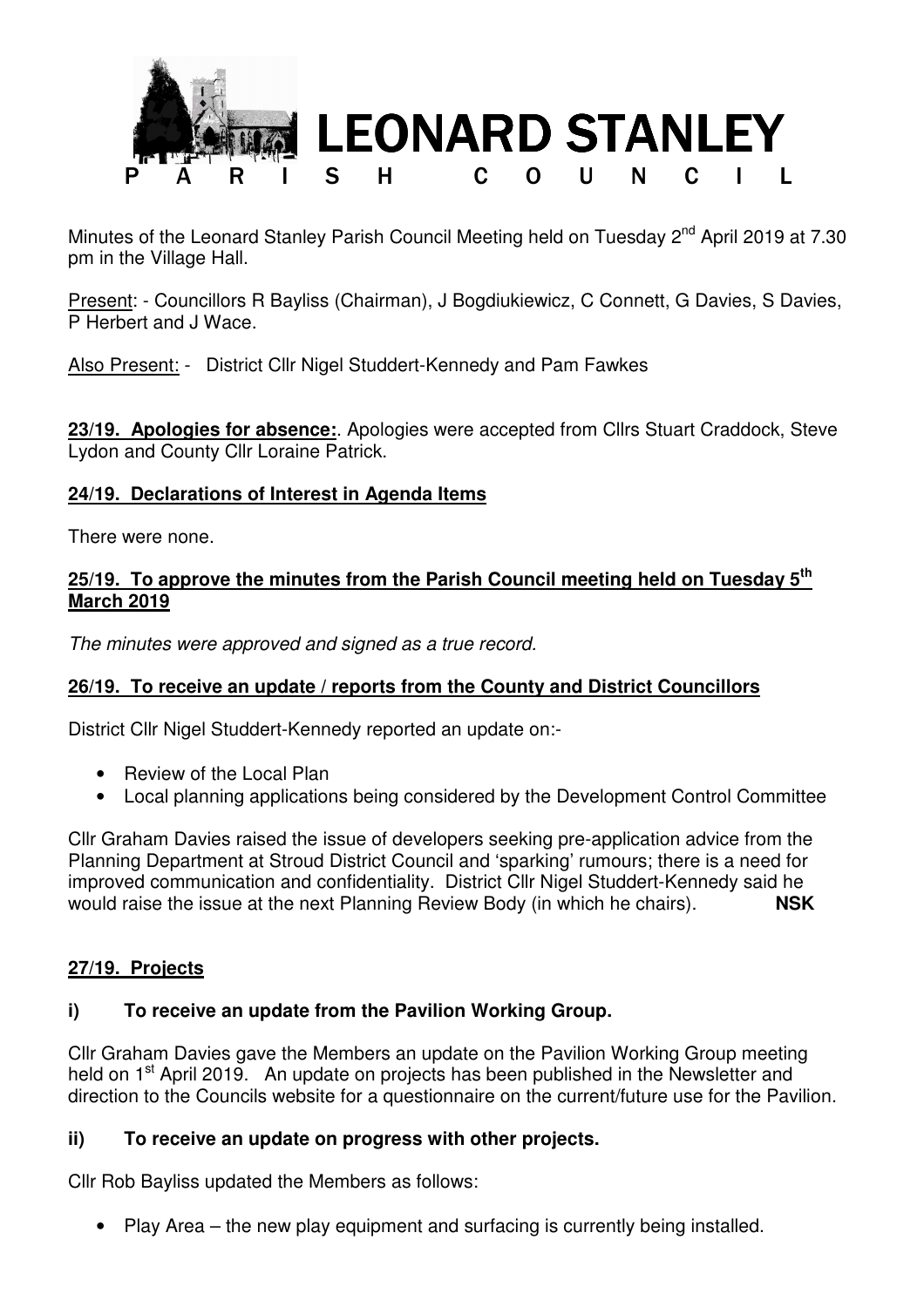# LEONARD STANLEY PARISH COUNCIL

Minutes of the Leonard Stanley Parish Council Meeting held on Tuesday 2nd April 2019 at 7.30 pm in the Village Hall.

Present: - Councillors R Bayliss (Chairman), J Bogdiukiewicz, C Connett, G Davies, S Davies, P Herbert and J Wace.

Also Present: - District Cllr Nigel Studdert-Kennedy and Pam Fawkes

**23/19. Apologies for absence:**. Apologies were accepted from Cllrs Stuart Craddock, Steve Lydon and County Cllr Loraine Patrick.

## 24/19. Declarations of Interest in Agenda Items

There were none.

## 25/19. To approve the minutes from the Parish Council meeting held on Tuesday 5th March 2019

*The minutes were approved and signed as a true record.*

## 26/19. To receive an update / reports from the County and District Councillors

District Cllr Nigel Studdert-Kennedy reported an update on:-

- Review of the Local Plan
- Local planning applications being considered by the Development Control Committee

Cllr Graham Davies raised the issue of developers seeking pre-application advice from the Planning Department at Stroud District Council and 'sparking' rumours; there is a need for improved communication and confidentiality. District Cllr Nigel Studdert-Kennedy said he would raise the issue at the next Planning Review Body (in which he chairs). **NSK**

## 27/19. Projects

### i) To receive an update from the Pavilion Working Group.

Cllr Graham Davies gave the Members an update on the Pavilion Working Group meeting held on 1st April 2019. An update on projects has been published in the Newsletter and direction to the Councils website for a questionnaire on the current/future use for the Pavilion.

### ii) To receive an update on progress with other projects.

Cllr Rob Bayliss updated the Members as follows:

- Play Area – the new play equipment and surfacing is currently being installed.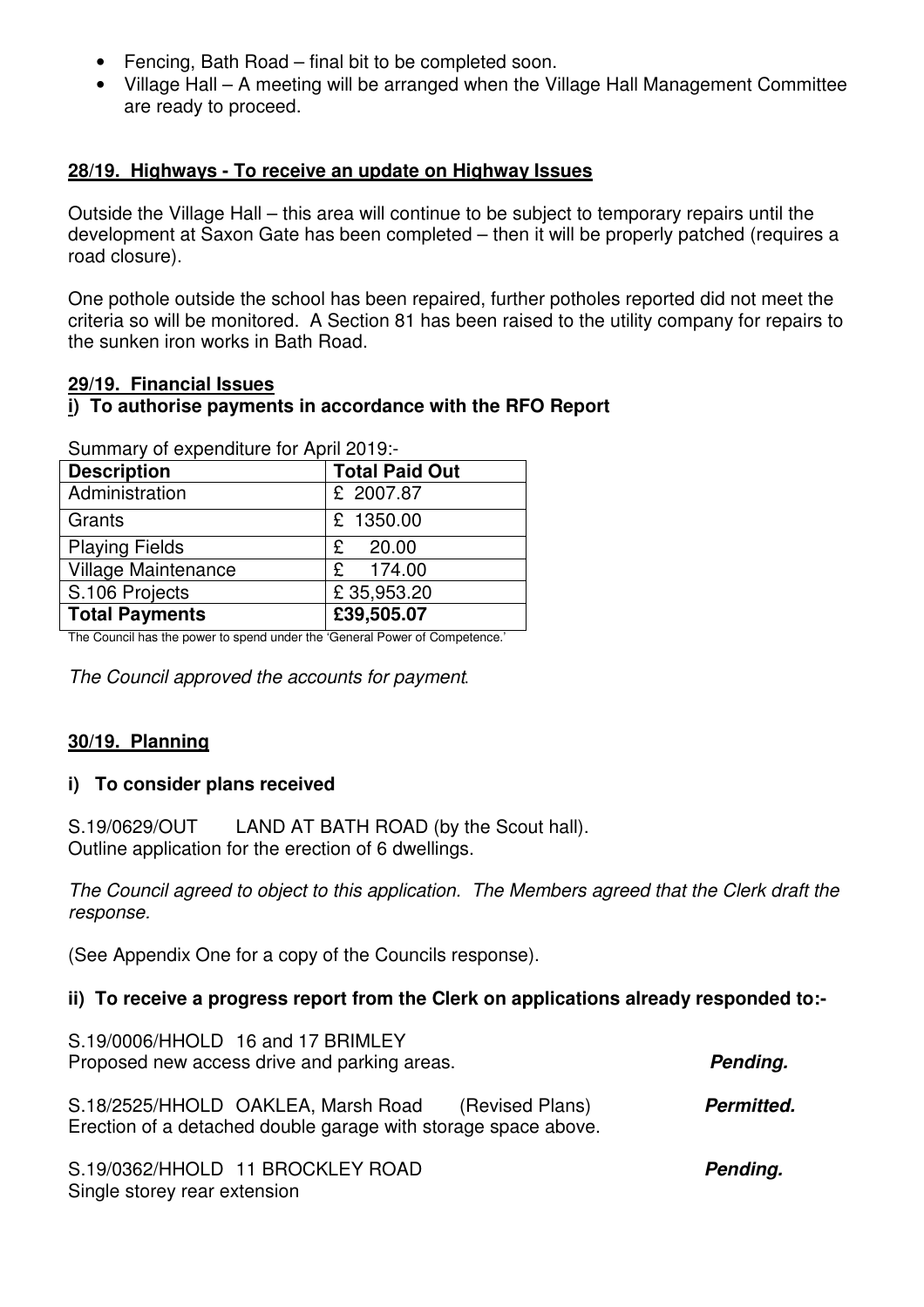- Fencing, Bath Road – final bit to be completed soon.
- Village Hall – A meeting will be arranged when the Village Hall Management Committee are ready to proceed.

## 28/19. Highways - To receive an update on Highway Issues

Outside the Village Hall – this area will continue to be subject to temporary repairs until the development at Saxon Gate has been completed – then it will be properly patched (requires a road closure).

One pothole outside the school has been repaired, further potholes reported did not meet the criteria so will be monitored. A Section 81 has been raised to the utility company for repairs to the sunken iron works in Bath Road.

## 29/19. Financial Issues

### i) To authorise payments in accordance with the RFO Report

Summary of expenditure for April 2019:-

| Description | Total Paid Out |
|---|---|
| Administration | £ 2007.87 |
| Grants | £ 1350.00 |
| Playing Fields | £ 20.00 |
| Village Maintenance | £ 174.00 |
| S.106 Projects | £ 35,953.20 |
| **Total Payments** | **£39,505.07** |

The Council has the power to spend under the 'General Power of Competence.'

*The Council approved the accounts for payment.*

## 30/19. Planning

### i) To consider plans received

S.19/0629/OUT LAND AT BATH ROAD (by the Scout hall).
Outline application for the erection of 6 dwellings.

*The Council agreed to object to this application. The Members agreed that the Clerk draft the response.*

(See Appendix One for a copy of the Councils response).

### ii) To receive a progress report from the Clerk on applications already responded to:-

S.19/0006/HHOLD 16 and 17 BRIMLEY
Proposed new access drive and parking areas. ***Pending.***

S.18/2525/HHOLD OAKLEA, Marsh Road (Revised Plans) ***Permitted.***
Erection of a detached double garage with storage space above.

S.19/0362/HHOLD 11 BROCKLEY ROAD ***Pending.***
Single storey rear extension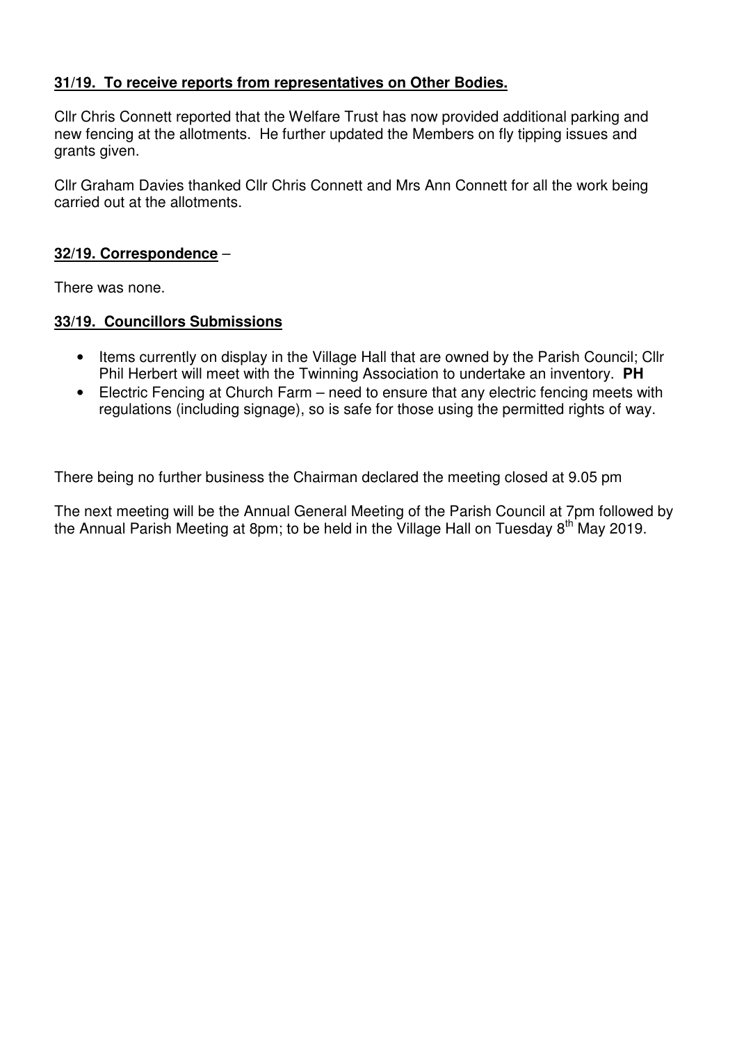**31/19. To receive reports from representatives on Other Bodies.**

Cllr Chris Connett reported that the Welfare Trust has now provided additional parking and new fencing at the allotments. He further updated the Members on fly tipping issues and grants given.

Cllr Graham Davies thanked Cllr Chris Connett and Mrs Ann Connett for all the work being carried out at the allotments.

**32/19. Correspondence** –

There was none.

**33/19. Councillors Submissions**

- Items currently on display in the Village Hall that are owned by the Parish Council; Cllr Phil Herbert will meet with the Twinning Association to undertake an inventory. **PH**
- Electric Fencing at Church Farm – need to ensure that any electric fencing meets with regulations (including signage), so is safe for those using the permitted rights of way.

There being no further business the Chairman declared the meeting closed at 9.05 pm

The next meeting will be the Annual General Meeting of the Parish Council at 7pm followed by the Annual Parish Meeting at 8pm; to be held in the Village Hall on Tuesday 8th May 2019.